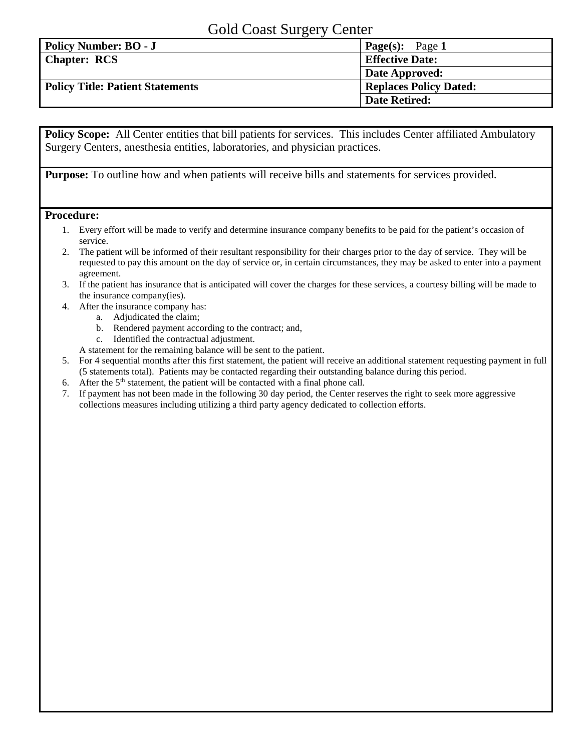# Gold Coast Surgery Center

| **Policy Number: BO - J** | **Page(s):** Page **1** |
| --- | --- |
| **Chapter: RCS** | **Effective Date:** |
| | **Date Approved:** |
| **Policy Title: Patient Statements** | **Replaces Policy Dated:** |
| | **Date Retired:** |

**Policy Scope:** All Center entities that bill patients for services. This includes Center affiliated Ambulatory Surgery Centers, anesthesia entities, laboratories, and physician practices.

**Purpose:** To outline how and when patients will receive bills and statements for services provided.

**Procedure:**

1. Every effort will be made to verify and determine insurance company benefits to be paid for the patient's occasion of service.
2. The patient will be informed of their resultant responsibility for their charges prior to the day of service. They will be requested to pay this amount on the day of service or, in certain circumstances, they may be asked to enter into a payment agreement.
3. If the patient has insurance that is anticipated will cover the charges for these services, a courtesy billing will be made to the insurance company(ies).
4. After the insurance company has:
    a. Adjudicated the claim;
    b. Rendered payment according to the contract; and,
    c. Identified the contractual adjustment.

   A statement for the remaining balance will be sent to the patient.
5. For 4 sequential months after this first statement, the patient will receive an additional statement requesting payment in full (5 statements total). Patients may be contacted regarding their outstanding balance during this period.
6. After the 5th statement, the patient will be contacted with a final phone call.
7. If payment has not been made in the following 30 day period, the Center reserves the right to seek more aggressive collections measures including utilizing a third party agency dedicated to collection efforts.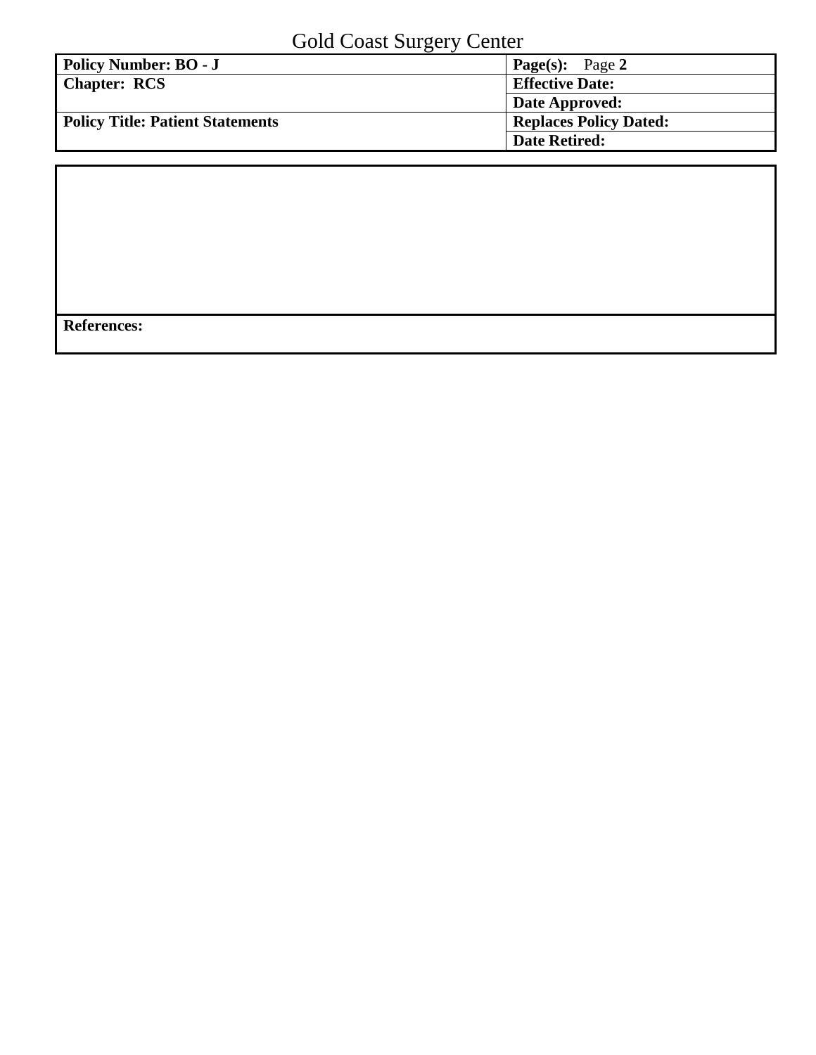Gold Coast Surgery Center

| | |
|---|---|
| **Policy Number: BO - J** | **Page(s):** Page **2** |
| **Chapter: RCS** | **Effective Date:** |
| | **Date Approved:** |
| **Policy Title: Patient Statements** | **Replaces Policy Dated:** |
| | **Date Retired:** |

**References:**